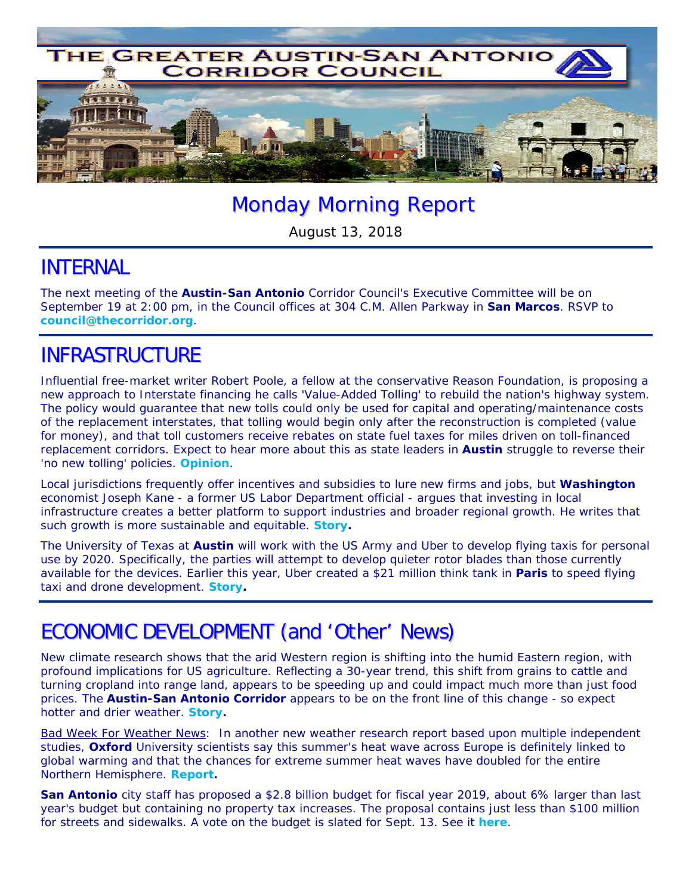# THE GREATER AUSTIN-SAN ANTONIO CORRIDOR COUNCIL

## Monday Morning Report

August 13, 2018

## INTERNAL

The next meeting of the **Austin-San Antonio** Corridor Council's Executive Committee will be on September 19 at 2:00 pm, in the Council offices at 304 C.M. Allen Parkway in **San Marcos**. RSVP to **council@thecorridor.org**.

## INFRASTRUCTURE

Influential free-market writer Robert Poole, a fellow at the conservative Reason Foundation, is proposing a new approach to Interstate financing he calls 'Value-Added Tolling' to rebuild the nation's highway system. The policy would guarantee that new tolls could only be used for capital and operating/maintenance costs of the replacement interstates, that tolling would begin only after the reconstruction is completed (value for money), and that toll customers receive rebates on state fuel taxes for miles driven on toll-financed replacement corridors. Expect to hear more about this as state leaders in **Austin** struggle to reverse their 'no new tolling' policies. **Opinion**.

Local jurisdictions frequently offer incentives and subsidies to lure new firms and jobs, but **Washington** economist Joseph Kane - a former US Labor Department official - argues that investing in local infrastructure creates a better platform to support industries and broader regional growth. He writes that such growth is more sustainable and equitable. **Story.**

The University of Texas at **Austin** will work with the US Army and Uber to develop flying taxis for personal use by 2020. Specifically, the parties will attempt to develop quieter rotor blades than those currently available for the devices. Earlier this year, Uber created a $21 million think tank in **Paris** to speed flying taxi and drone development. **Story.**

## ECONOMIC DEVELOPMENT (and 'Other' News)

New climate research shows that the arid Western region is shifting into the humid Eastern region, with profound implications for US agriculture. Reflecting a 30-year trend, this shift from grains to cattle and turning cropland into range land, appears to be speeding up and could impact much more than just food prices. The **Austin-San Antonio Corridor** appears to be on the front line of this change - so expect hotter and drier weather. **Story.**

Bad Week For Weather News: In another new weather research report based upon multiple independent studies, **Oxford** University scientists say this summer's heat wave across Europe is definitely linked to global warming and that the chances for extreme summer heat waves have doubled for the entire Northern Hemisphere. **Report.**

**San Antonio** city staff has proposed a $2.8 billion budget for fiscal year 2019, about 6% larger than last year's budget but containing no property tax increases. The proposal contains just less than $100 million for streets and sidewalks. A vote on the budget is slated for Sept. 13. See it **here**.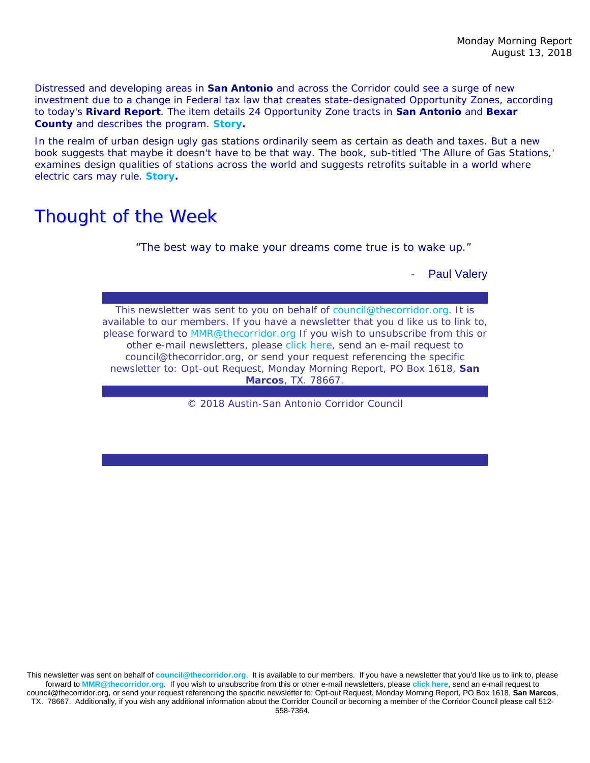Distressed and developing areas in **San Antonio** and across the Corridor could see a surge of new investment due to a change in Federal tax law that creates state-designated Opportunity Zones, according to today's **Rivard Report**. The item details 24 Opportunity Zone tracts in **San Antonio** and **Bexar County** and describes the program. **Story.**

In the realm of urban design ugly gas stations ordinarily seem as certain as death and taxes. But a new book suggests that maybe it doesn't have to be that way. The book, sub-titled 'The Allure of Gas Stations,' examines design qualities of stations across the world and suggests retrofits suitable in a world where electric cars may rule. **Story.**

# Thought of the Week

"The best way to make your dreams come true is to wake up."

\- Paul Valery

This newsletter was sent to you on behalf of council@thecorridor.org. It is available to our members. If you have a newsletter that you d like us to link to, please forward to MMR@thecorridor.org If you wish to unsubscribe from this or other e-mail newsletters, please click here, send an e-mail request to council@thecorridor.org, or send your request referencing the specific newsletter to: Opt-out Request, Monday Morning Report, PO Box 1618, **San Marcos**, TX. 78667.

© 2018 Austin-San Antonio Corridor Council

This newsletter was sent on behalf of **council@thecorridor.org**. It is available to our members. If you have a newsletter that you'd like us to link to, please forward to **MMR@thecorridor.org**. If you wish to unsubscribe from this or other e-mail newsletters, please **click here**, send an e-mail request to council@thecorridor.org, or send your request referencing the specific newsletter to: Opt-out Request, Monday Morning Report, PO Box 1618, **San Marcos**, TX. 78667. Additionally, if you wish any additional information about the Corridor Council or becoming a member of the Corridor Council please call 512-558-7364.